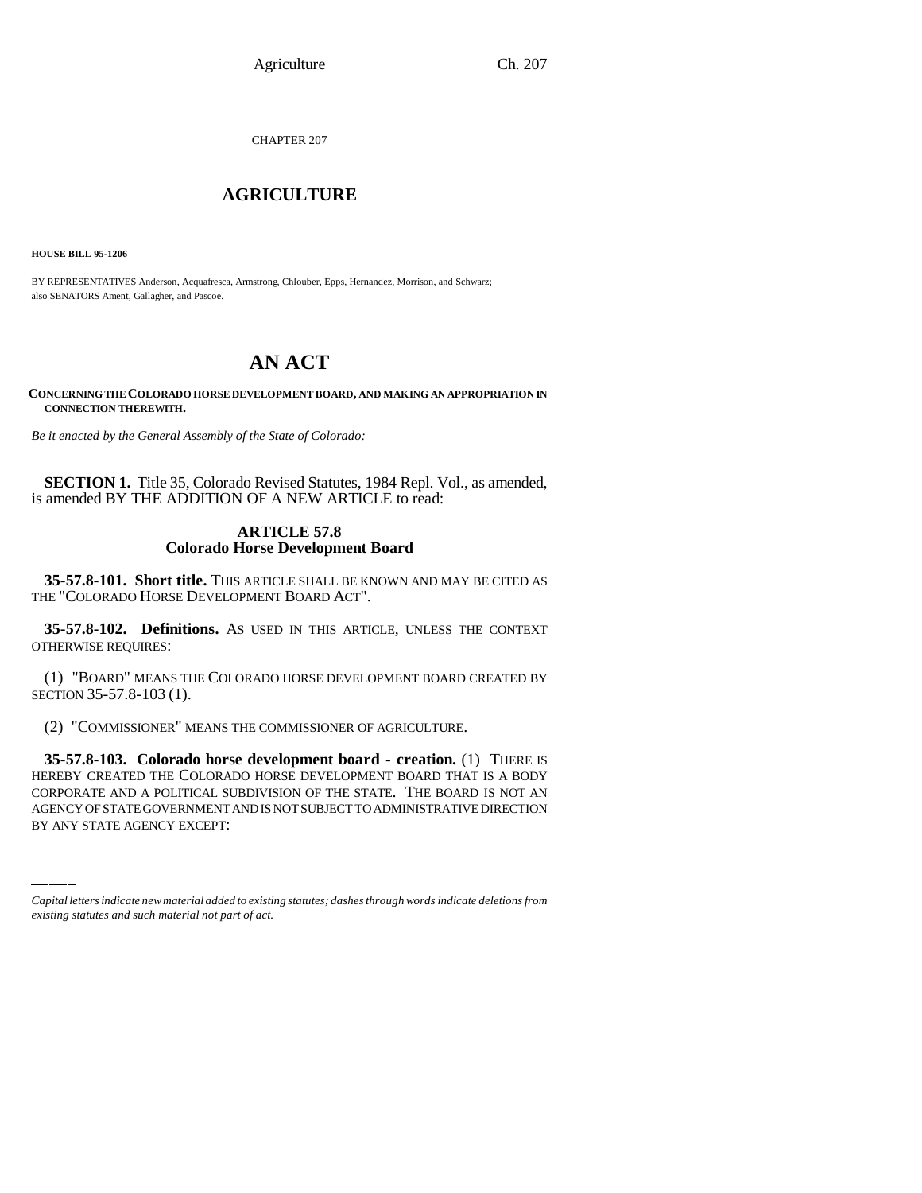CHAPTER 207

# AGRICULTURE

**HOUSE BILL 95-1206**

BY REPRESENTATIVES Anderson, Acquafresca, Armstrong, Chlouber, Epps, Hernandez, Morrison, and Schwarz; also SENATORS Ament, Gallagher, and Pascoe.

# AN ACT

**CONCERNING THE COLORADO HORSE DEVELOPMENT BOARD, AND MAKING AN APPROPRIATION IN CONNECTION THEREWITH.**

*Be it enacted by the General Assembly of the State of Colorado:*

**SECTION 1.** Title 35, Colorado Revised Statutes, 1984 Repl. Vol., as amended, is amended BY THE ADDITION OF A NEW ARTICLE to read:

## ARTICLE 57.8
## Colorado Horse Development Board

**35-57.8-101. Short title.** THIS ARTICLE SHALL BE KNOWN AND MAY BE CITED AS THE "COLORADO HORSE DEVELOPMENT BOARD ACT".

**35-57.8-102. Definitions.** AS USED IN THIS ARTICLE, UNLESS THE CONTEXT OTHERWISE REQUIRES:

(1) "BOARD" MEANS THE COLORADO HORSE DEVELOPMENT BOARD CREATED BY SECTION 35-57.8-103 (1).

(2) "COMMISSIONER" MEANS THE COMMISSIONER OF AGRICULTURE.

**35-57.8-103. Colorado horse development board - creation.** (1) THERE IS HEREBY CREATED THE COLORADO HORSE DEVELOPMENT BOARD THAT IS A BODY CORPORATE AND A POLITICAL SUBDIVISION OF THE STATE. THE BOARD IS NOT AN AGENCY OF STATE GOVERNMENT AND IS NOT SUBJECT TO ADMINISTRATIVE DIRECTION BY ANY STATE AGENCY EXCEPT:

*Capital letters indicate new material added to existing statutes; dashes through words indicate deletions from existing statutes and such material not part of act.*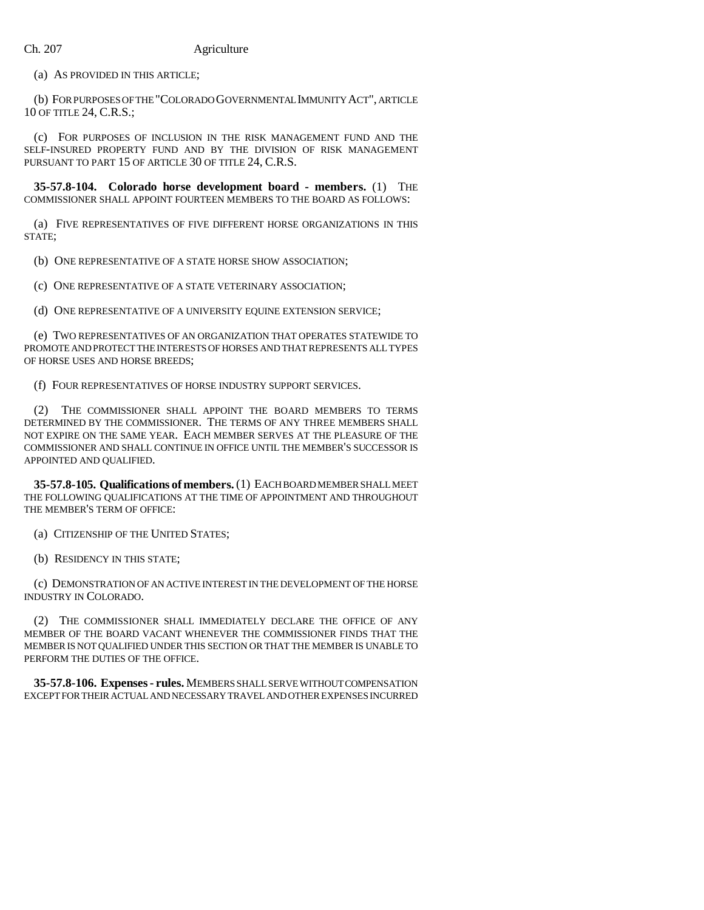(a) AS PROVIDED IN THIS ARTICLE;

(b) FOR PURPOSES OF THE "COLORADO GOVERNMENTAL IMMUNITY ACT", ARTICLE 10 OF TITLE 24, C.R.S.;

(c) FOR PURPOSES OF INCLUSION IN THE RISK MANAGEMENT FUND AND THE SELF-INSURED PROPERTY FUND AND BY THE DIVISION OF RISK MANAGEMENT PURSUANT TO PART 15 OF ARTICLE 30 OF TITLE 24, C.R.S.

**35-57.8-104. Colorado horse development board - members.** (1) THE COMMISSIONER SHALL APPOINT FOURTEEN MEMBERS TO THE BOARD AS FOLLOWS:

(a) FIVE REPRESENTATIVES OF FIVE DIFFERENT HORSE ORGANIZATIONS IN THIS STATE;

(b) ONE REPRESENTATIVE OF A STATE HORSE SHOW ASSOCIATION;

(c) ONE REPRESENTATIVE OF A STATE VETERINARY ASSOCIATION;

(d) ONE REPRESENTATIVE OF A UNIVERSITY EQUINE EXTENSION SERVICE;

(e) TWO REPRESENTATIVES OF AN ORGANIZATION THAT OPERATES STATEWIDE TO PROMOTE AND PROTECT THE INTERESTS OF HORSES AND THAT REPRESENTS ALL TYPES OF HORSE USES AND HORSE BREEDS;

(f) FOUR REPRESENTATIVES OF HORSE INDUSTRY SUPPORT SERVICES.

(2) THE COMMISSIONER SHALL APPOINT THE BOARD MEMBERS TO TERMS DETERMINED BY THE COMMISSIONER. THE TERMS OF ANY THREE MEMBERS SHALL NOT EXPIRE ON THE SAME YEAR. EACH MEMBER SERVES AT THE PLEASURE OF THE COMMISSIONER AND SHALL CONTINUE IN OFFICE UNTIL THE MEMBER'S SUCCESSOR IS APPOINTED AND QUALIFIED.

**35-57.8-105. Qualifications of members.** (1) EACH BOARD MEMBER SHALL MEET THE FOLLOWING QUALIFICATIONS AT THE TIME OF APPOINTMENT AND THROUGHOUT THE MEMBER'S TERM OF OFFICE:

(a) CITIZENSHIP OF THE UNITED STATES;

(b) RESIDENCY IN THIS STATE;

(c) DEMONSTRATION OF AN ACTIVE INTEREST IN THE DEVELOPMENT OF THE HORSE INDUSTRY IN COLORADO.

(2) THE COMMISSIONER SHALL IMMEDIATELY DECLARE THE OFFICE OF ANY MEMBER OF THE BOARD VACANT WHENEVER THE COMMISSIONER FINDS THAT THE MEMBER IS NOT QUALIFIED UNDER THIS SECTION OR THAT THE MEMBER IS UNABLE TO PERFORM THE DUTIES OF THE OFFICE.

**35-57.8-106. Expenses - rules.** MEMBERS SHALL SERVE WITHOUT COMPENSATION EXCEPT FOR THEIR ACTUAL AND NECESSARY TRAVEL AND OTHER EXPENSES INCURRED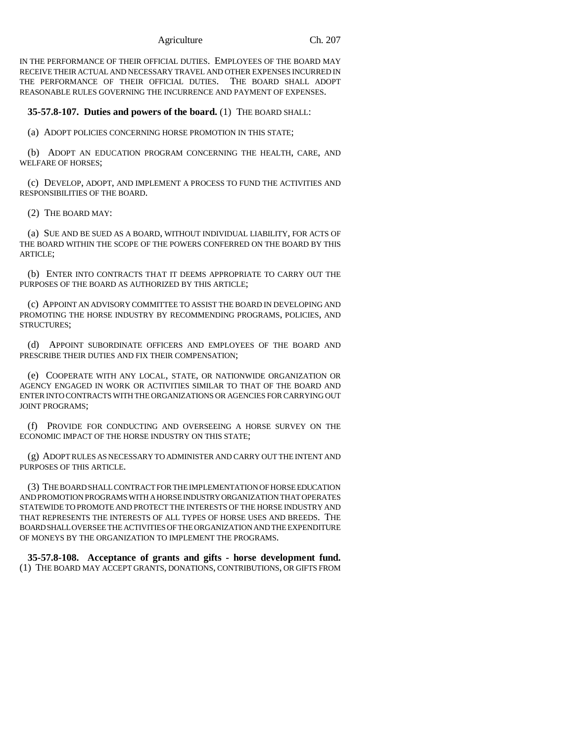IN THE PERFORMANCE OF THEIR OFFICIAL DUTIES. EMPLOYEES OF THE BOARD MAY RECEIVE THEIR ACTUAL AND NECESSARY TRAVEL AND OTHER EXPENSES INCURRED IN THE PERFORMANCE OF THEIR OFFICIAL DUTIES. THE BOARD SHALL ADOPT REASONABLE RULES GOVERNING THE INCURRENCE AND PAYMENT OF EXPENSES.

**35-57.8-107. Duties and powers of the board.** (1) THE BOARD SHALL:

(a) ADOPT POLICIES CONCERNING HORSE PROMOTION IN THIS STATE;

(b) ADOPT AN EDUCATION PROGRAM CONCERNING THE HEALTH, CARE, AND WELFARE OF HORSES;

(c) DEVELOP, ADOPT, AND IMPLEMENT A PROCESS TO FUND THE ACTIVITIES AND RESPONSIBILITIES OF THE BOARD.

(2) THE BOARD MAY:

(a) SUE AND BE SUED AS A BOARD, WITHOUT INDIVIDUAL LIABILITY, FOR ACTS OF THE BOARD WITHIN THE SCOPE OF THE POWERS CONFERRED ON THE BOARD BY THIS ARTICLE;

(b) ENTER INTO CONTRACTS THAT IT DEEMS APPROPRIATE TO CARRY OUT THE PURPOSES OF THE BOARD AS AUTHORIZED BY THIS ARTICLE;

(c) APPOINT AN ADVISORY COMMITTEE TO ASSIST THE BOARD IN DEVELOPING AND PROMOTING THE HORSE INDUSTRY BY RECOMMENDING PROGRAMS, POLICIES, AND STRUCTURES;

(d) APPOINT SUBORDINATE OFFICERS AND EMPLOYEES OF THE BOARD AND PRESCRIBE THEIR DUTIES AND FIX THEIR COMPENSATION;

(e) COOPERATE WITH ANY LOCAL, STATE, OR NATIONWIDE ORGANIZATION OR AGENCY ENGAGED IN WORK OR ACTIVITIES SIMILAR TO THAT OF THE BOARD AND ENTER INTO CONTRACTS WITH THE ORGANIZATIONS OR AGENCIES FOR CARRYING OUT JOINT PROGRAMS;

(f) PROVIDE FOR CONDUCTING AND OVERSEEING A HORSE SURVEY ON THE ECONOMIC IMPACT OF THE HORSE INDUSTRY ON THIS STATE;

(g) ADOPT RULES AS NECESSARY TO ADMINISTER AND CARRY OUT THE INTENT AND PURPOSES OF THIS ARTICLE.

(3) THE BOARD SHALL CONTRACT FOR THE IMPLEMENTATION OF HORSE EDUCATION AND PROMOTION PROGRAMS WITH A HORSE INDUSTRY ORGANIZATION THAT OPERATES STATEWIDE TO PROMOTE AND PROTECT THE INTERESTS OF THE HORSE INDUSTRY AND THAT REPRESENTS THE INTERESTS OF ALL TYPES OF HORSE USES AND BREEDS. THE BOARD SHALL OVERSEE THE ACTIVITIES OF THE ORGANIZATION AND THE EXPENDITURE OF MONEYS BY THE ORGANIZATION TO IMPLEMENT THE PROGRAMS.

**35-57.8-108. Acceptance of grants and gifts - horse development fund.** (1) THE BOARD MAY ACCEPT GRANTS, DONATIONS, CONTRIBUTIONS, OR GIFTS FROM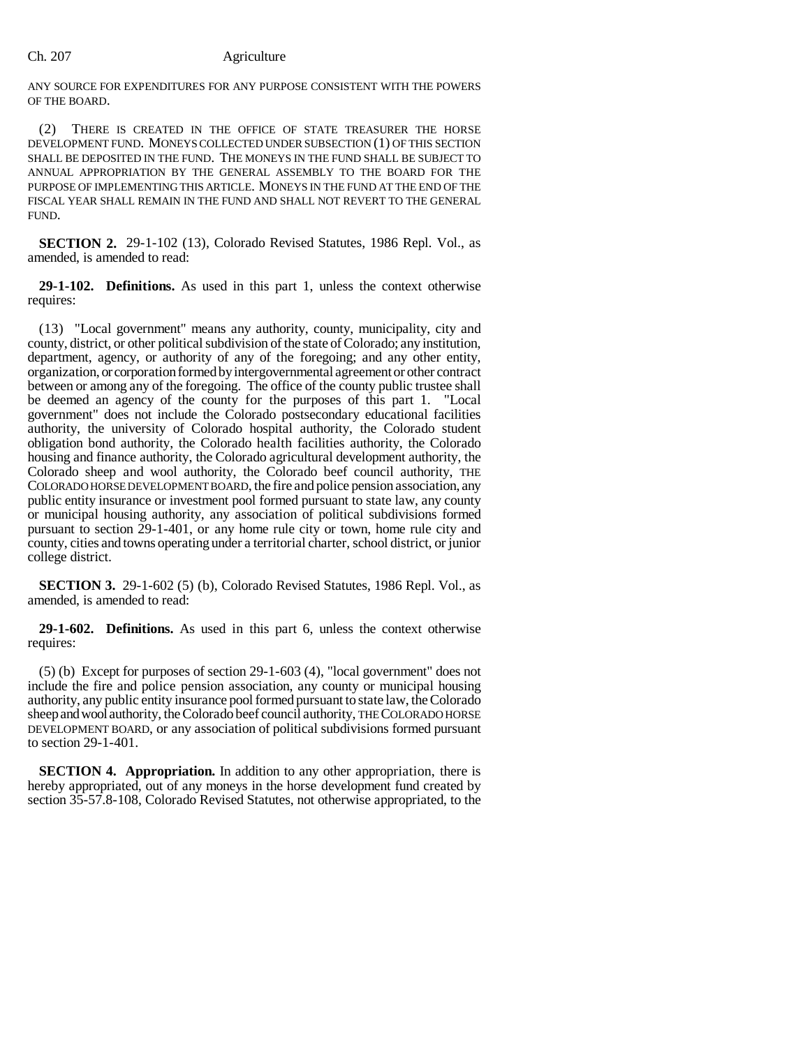ANY SOURCE FOR EXPENDITURES FOR ANY PURPOSE CONSISTENT WITH THE POWERS OF THE BOARD.

(2) THERE IS CREATED IN THE OFFICE OF STATE TREASURER THE HORSE DEVELOPMENT FUND. MONEYS COLLECTED UNDER SUBSECTION (1) OF THIS SECTION SHALL BE DEPOSITED IN THE FUND. THE MONEYS IN THE FUND SHALL BE SUBJECT TO ANNUAL APPROPRIATION BY THE GENERAL ASSEMBLY TO THE BOARD FOR THE PURPOSE OF IMPLEMENTING THIS ARTICLE. MONEYS IN THE FUND AT THE END OF THE FISCAL YEAR SHALL REMAIN IN THE FUND AND SHALL NOT REVERT TO THE GENERAL FUND.

**SECTION 2.** 29-1-102 (13), Colorado Revised Statutes, 1986 Repl. Vol., as amended, is amended to read:

**29-1-102. Definitions.** As used in this part 1, unless the context otherwise requires:

(13) "Local government" means any authority, county, municipality, city and county, district, or other political subdivision of the state of Colorado; any institution, department, agency, or authority of any of the foregoing; and any other entity, organization, or corporation formed by intergovernmental agreement or other contract between or among any of the foregoing. The office of the county public trustee shall be deemed an agency of the county for the purposes of this part 1. "Local government" does not include the Colorado postsecondary educational facilities authority, the university of Colorado hospital authority, the Colorado student obligation bond authority, the Colorado health facilities authority, the Colorado housing and finance authority, the Colorado agricultural development authority, the Colorado sheep and wool authority, the Colorado beef council authority, THE COLORADO HORSE DEVELOPMENT BOARD, the fire and police pension association, any public entity insurance or investment pool formed pursuant to state law, any county or municipal housing authority, any association of political subdivisions formed pursuant to section 29-1-401, or any home rule city or town, home rule city and county, cities and towns operating under a territorial charter, school district, or junior college district.

**SECTION 3.** 29-1-602 (5) (b), Colorado Revised Statutes, 1986 Repl. Vol., as amended, is amended to read:

**29-1-602. Definitions.** As used in this part 6, unless the context otherwise requires:

(5) (b) Except for purposes of section 29-1-603 (4), "local government" does not include the fire and police pension association, any county or municipal housing authority, any public entity insurance pool formed pursuant to state law, the Colorado sheep and wool authority, the Colorado beef council authority, THE COLORADO HORSE DEVELOPMENT BOARD, or any association of political subdivisions formed pursuant to section 29-1-401.

**SECTION 4. Appropriation.** In addition to any other appropriation, there is hereby appropriated, out of any moneys in the horse development fund created by section 35-57.8-108, Colorado Revised Statutes, not otherwise appropriated, to the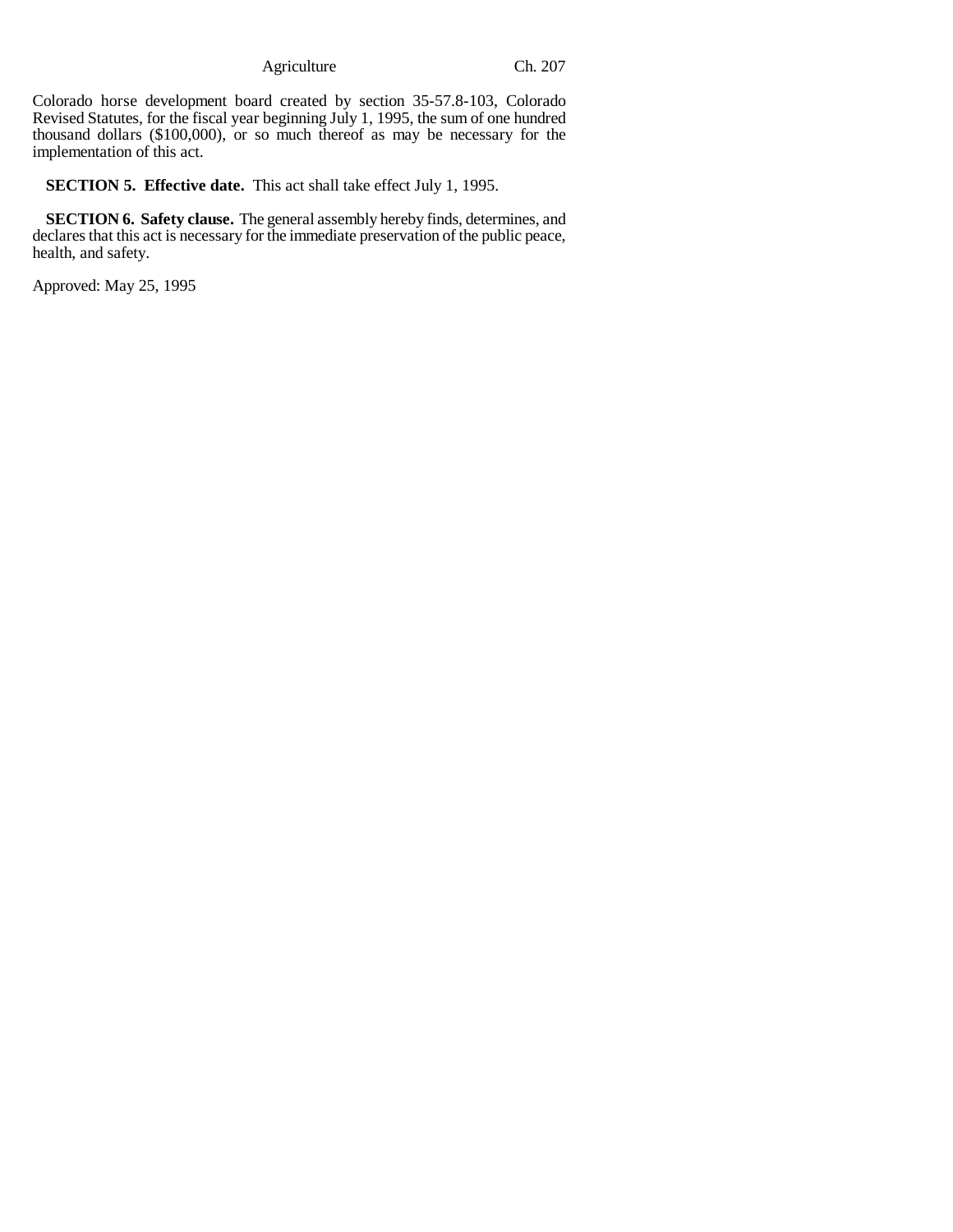Colorado horse development board created by section 35-57.8-103, Colorado Revised Statutes, for the fiscal year beginning July 1, 1995, the sum of one hundred thousand dollars ($100,000), or so much thereof as may be necessary for the implementation of this act.

**SECTION 5. Effective date.** This act shall take effect July 1, 1995.

**SECTION 6. Safety clause.** The general assembly hereby finds, determines, and declares that this act is necessary for the immediate preservation of the public peace, health, and safety.

Approved: May 25, 1995